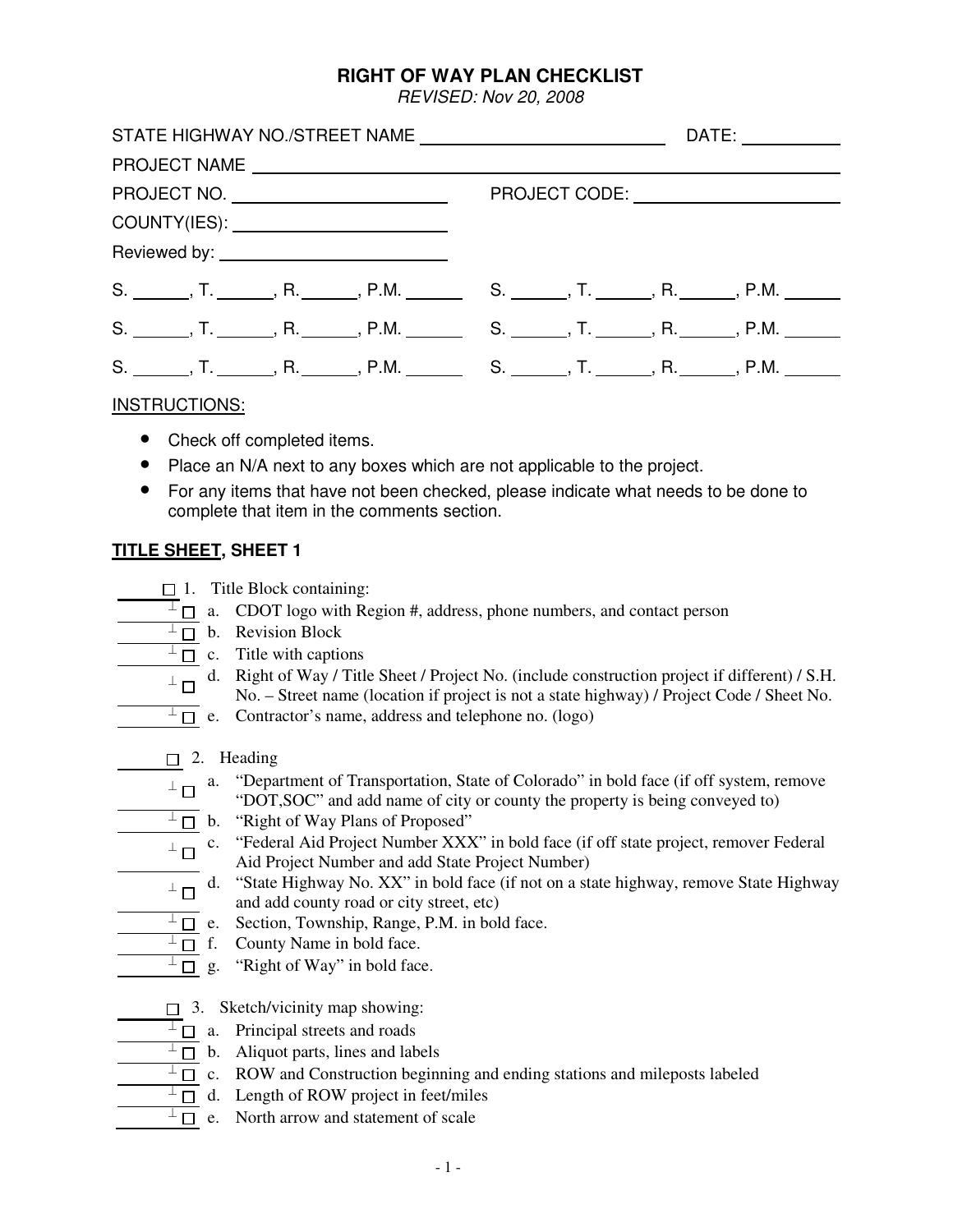# RIGHT OF WAY PLAN CHECKLIST

*REVISED: Nov 20, 2008*

STATE HIGHWAY NO./STREET NAME ______________________ DATE: __________

PROJECT NAME ______________________________________________

PROJECT NO. ______________________ PROJECT CODE: ______________________

COUNTY(IES): ______________________

Reviewed by: ______________________

S. ______, T. ______, R. ______, P.M. ______ S. ______, T. ______, R. ______, P.M. ______

S. ______, T. ______, R. ______, P.M. ______ S. ______, T. ______, R. ______, P.M. ______

S. ______, T. ______, R. ______, P.M. ______ S. ______, T. ______, R. ______, P.M. ______

INSTRUCTIONS:

- Check off completed items.
- Place an N/A next to any boxes which are not applicable to the project.
- For any items that have not been checked, please indicate what needs to be done to complete that item in the comments section.

## TITLE SHEET, SHEET 1

______ ☐ 1. Title Block containing:

______ ☐ a. CDOT logo with Region #, address, phone numbers, and contact person

______ ☐ b. Revision Block

______ ☐ c. Title with captions

______ ☐ d. Right of Way / Title Sheet / Project No. (include construction project if different) / S.H. No. – Street name (location if project is not a state highway) / Project Code / Sheet No.

______ ☐ e. Contractor's name, address and telephone no. (logo)

______ ☐ 2. Heading

______ ☐ a. "Department of Transportation, State of Colorado" in bold face (if off system, remove "DOT,SOC" and add name of city or county the property is being conveyed to)

______ ☐ b. "Right of Way Plans of Proposed"

______ ☐ c. "Federal Aid Project Number XXX" in bold face (if off state project, remover Federal Aid Project Number and add State Project Number)

______ ☐ d. "State Highway No. XX" in bold face (if not on a state highway, remove State Highway and add county road or city street, etc)

______ ☐ e. Section, Township, Range, P.M. in bold face.

______ ☐ f. County Name in bold face.

______ ☐ g. "Right of Way" in bold face.

______ ☐ 3. Sketch/vicinity map showing:

______ ☐ a. Principal streets and roads

______ ☐ b. Aliquot parts, lines and labels

______ ☐ c. ROW and Construction beginning and ending stations and mileposts labeled

______ ☐ d. Length of ROW project in feet/miles

______ ☐ e. North arrow and statement of scale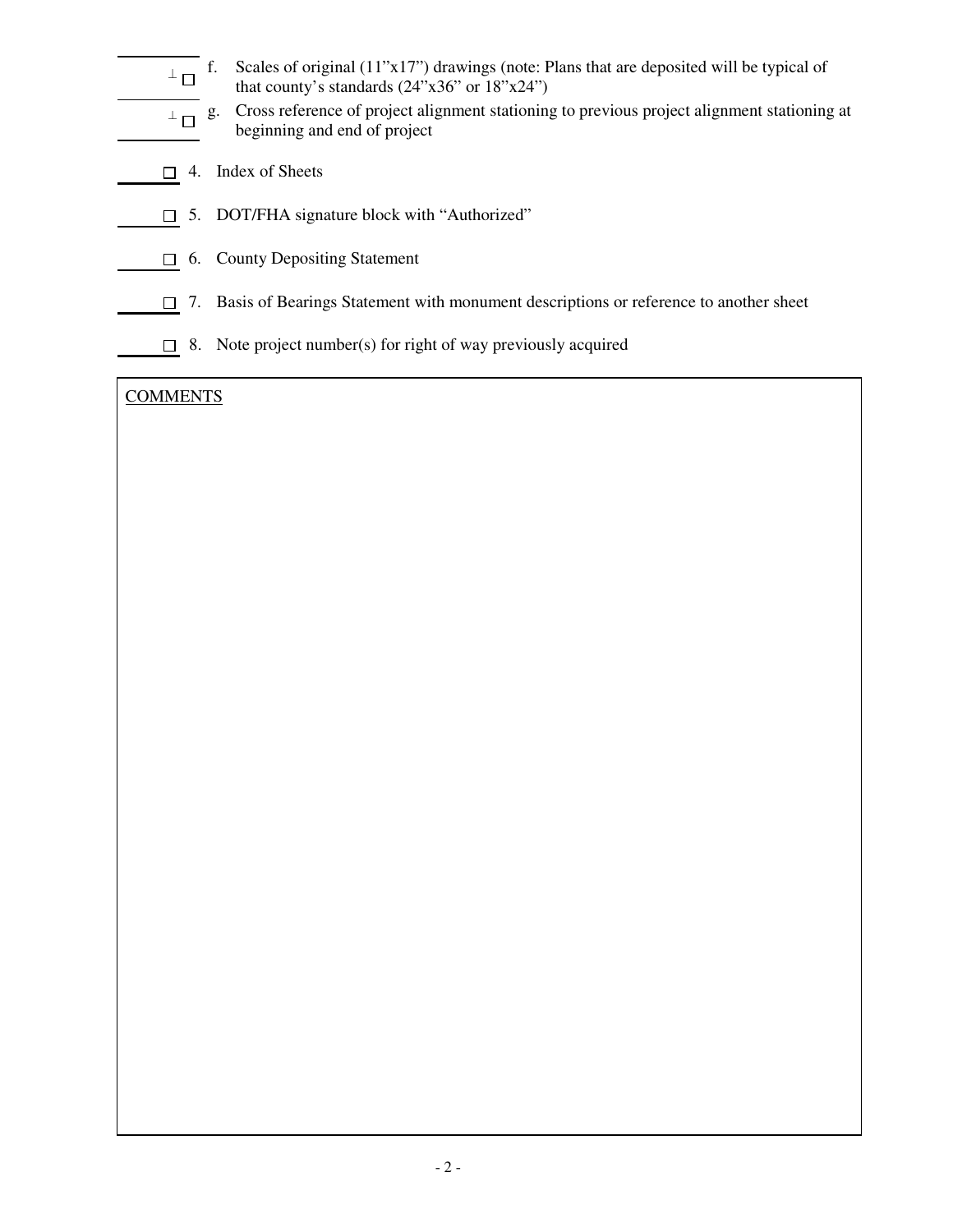- ☐ f. Scales of original (11”x17”) drawings (note: Plans that are deposited will be typical of that county’s standards (24”x36” or 18”x24”)
- ☐ g. Cross reference of project alignment stationing to previous project alignment stationing at beginning and end of project

☐ 4. Index of Sheets

☐ 5. DOT/FHA signature block with “Authorized”

☐ 6. County Depositing Statement

☐ 7. Basis of Bearings Statement with monument descriptions or reference to another sheet

☐ 8. Note project number(s) for right of way previously acquired

COMMENTS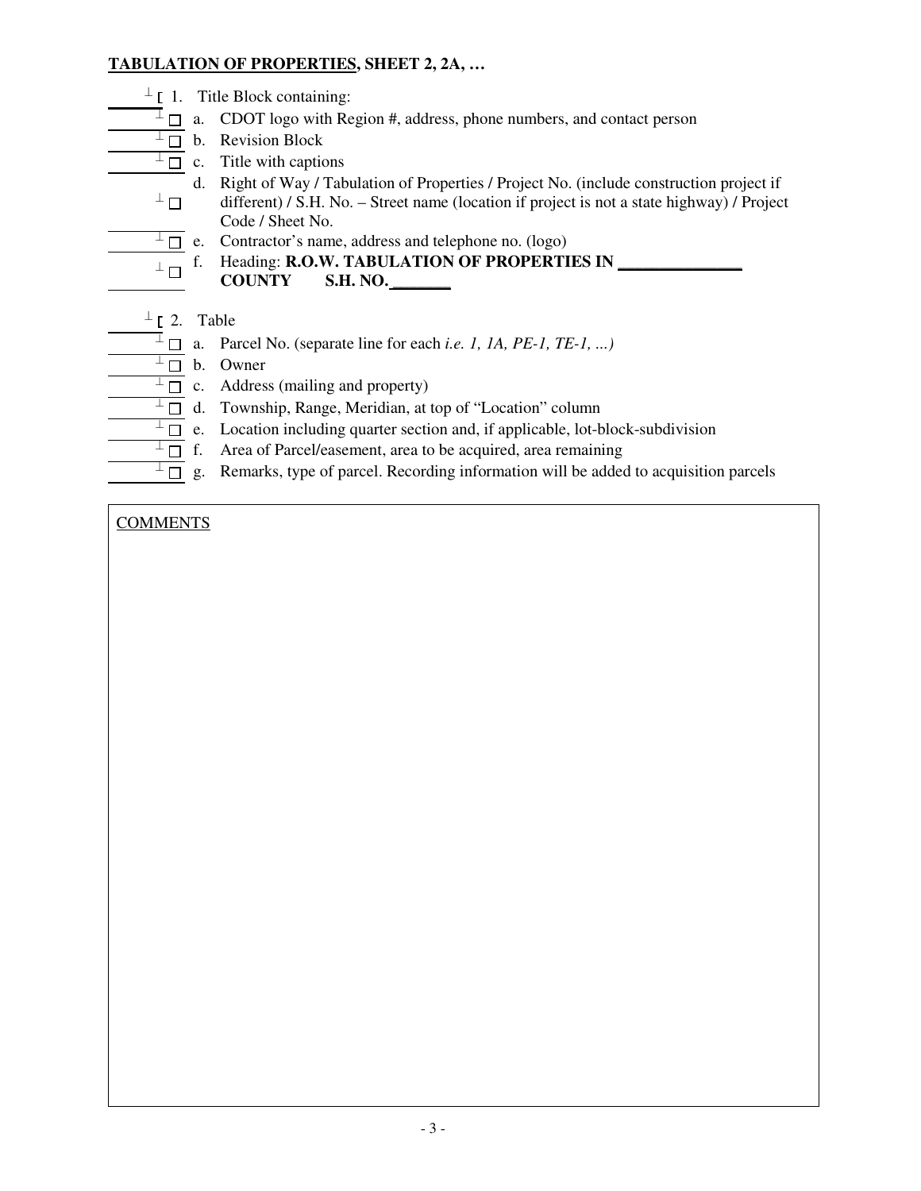**TABULATION OF PROPERTIES, SHEET 2, 2A, …**

- ☐ 1. Title Block containing:
  - ☐ a. CDOT logo with Region #, address, phone numbers, and contact person
  - ☐ b. Revision Block
  - ☐ c. Title with captions
  - ☐ d. Right of Way / Tabulation of Properties / Project No. (include construction project if different) / S.H. No. – Street name (location if project is not a state highway) / Project Code / Sheet No.
  - ☐ e. Contractor's name, address and telephone no. (logo)
  - ☐ f. Heading: **R.O.W. TABULATION OF PROPERTIES IN \_\_\_\_\_\_\_\_\_\_\_\_\_\_\_ COUNTY S.H. NO.\_\_\_\_\_\_\_**

- ☐ 2. Table
  - ☐ a. Parcel No. (separate line for each *i.e. 1, 1A, PE-1, TE-1, ...)*
  - ☐ b. Owner
  - ☐ c. Address (mailing and property)
  - ☐ d. Township, Range, Meridian, at top of "Location" column
  - ☐ e. Location including quarter section and, if applicable, lot-block-subdivision
  - ☐ f. Area of Parcel/easement, area to be acquired, area remaining
  - ☐ g. Remarks, type of parcel. Recording information will be added to acquisition parcels

COMMENTS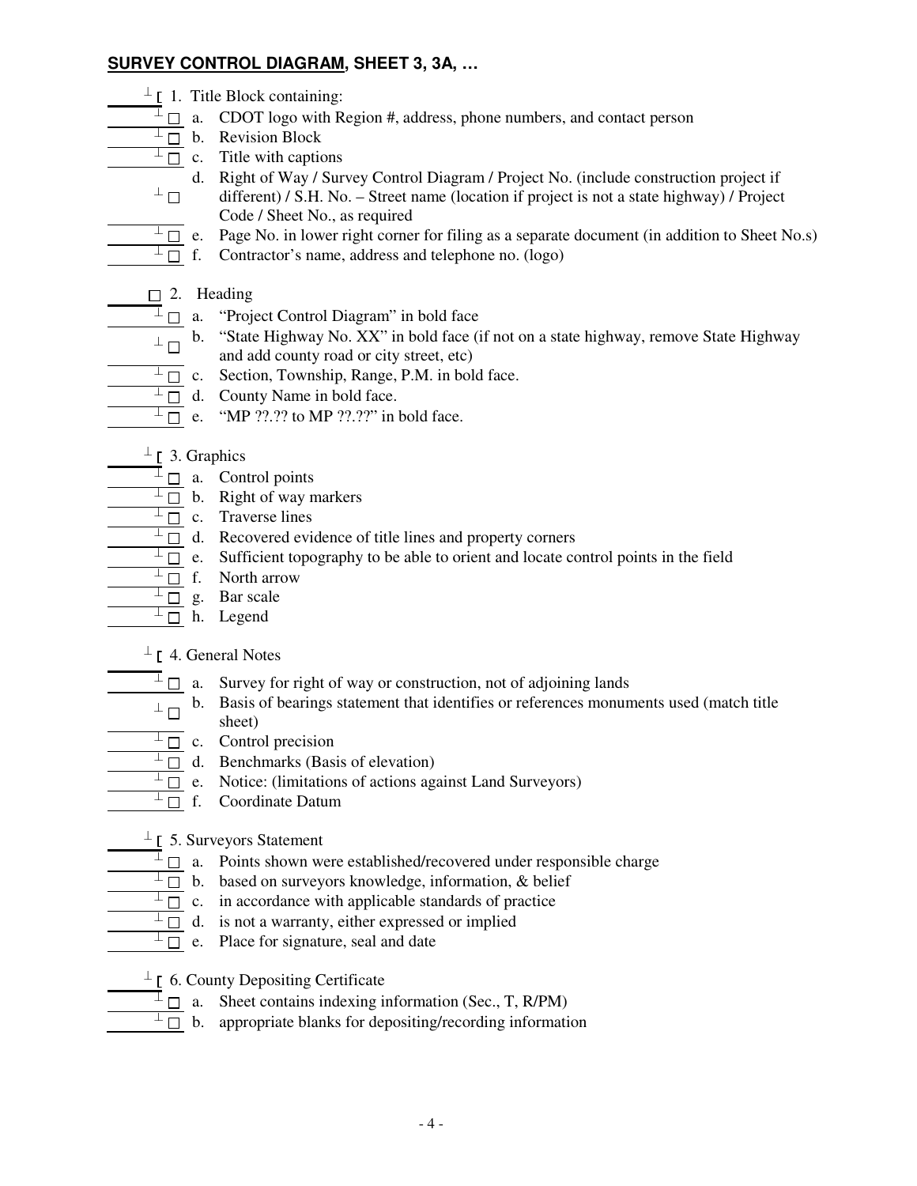## **SURVEY CONTROL DIAGRAM, SHEET 3, 3A, …**

- [ ] 1. Title Block containing:
  - [ ] a. CDOT logo with Region #, address, phone numbers, and contact person
  - [ ] b. Revision Block
  - [ ] c. Title with captions
  - [ ] d. Right of Way / Survey Control Diagram / Project No. (include construction project if different) / S.H. No. – Street name (location if project is not a state highway) / Project Code / Sheet No., as required
  - [ ] e. Page No. in lower right corner for filing as a separate document (in addition to Sheet No.s)
  - [ ] f. Contractor's name, address and telephone no. (logo)

- [ ] 2. Heading
  - [ ] a. "Project Control Diagram" in bold face
  - [ ] b. "State Highway No. XX" in bold face (if not on a state highway, remove State Highway and add county road or city street, etc)
  - [ ] c. Section, Township, Range, P.M. in bold face.
  - [ ] d. County Name in bold face.
  - [ ] e. "MP ??.?? to MP ??.??" in bold face.

- [ ] 3. Graphics
  - [ ] a. Control points
  - [ ] b. Right of way markers
  - [ ] c. Traverse lines
  - [ ] d. Recovered evidence of title lines and property corners
  - [ ] e. Sufficient topography to be able to orient and locate control points in the field
  - [ ] f. North arrow
  - [ ] g. Bar scale
  - [ ] h. Legend

- [ ] 4. General Notes
  - [ ] a. Survey for right of way or construction, not of adjoining lands
  - [ ] b. Basis of bearings statement that identifies or references monuments used (match title sheet)
  - [ ] c. Control precision
  - [ ] d. Benchmarks (Basis of elevation)
  - [ ] e. Notice: (limitations of actions against Land Surveyors)
  - [ ] f. Coordinate Datum

- [ ] 5. Surveyors Statement
  - [ ] a. Points shown were established/recovered under responsible charge
  - [ ] b. based on surveyors knowledge, information, & belief
  - [ ] c. in accordance with applicable standards of practice
  - [ ] d. is not a warranty, either expressed or implied
  - [ ] e. Place for signature, seal and date

- [ ] 6. County Depositing Certificate
  - [ ] a. Sheet contains indexing information (Sec., T, R/PM)
  - [ ] b. appropriate blanks for depositing/recording information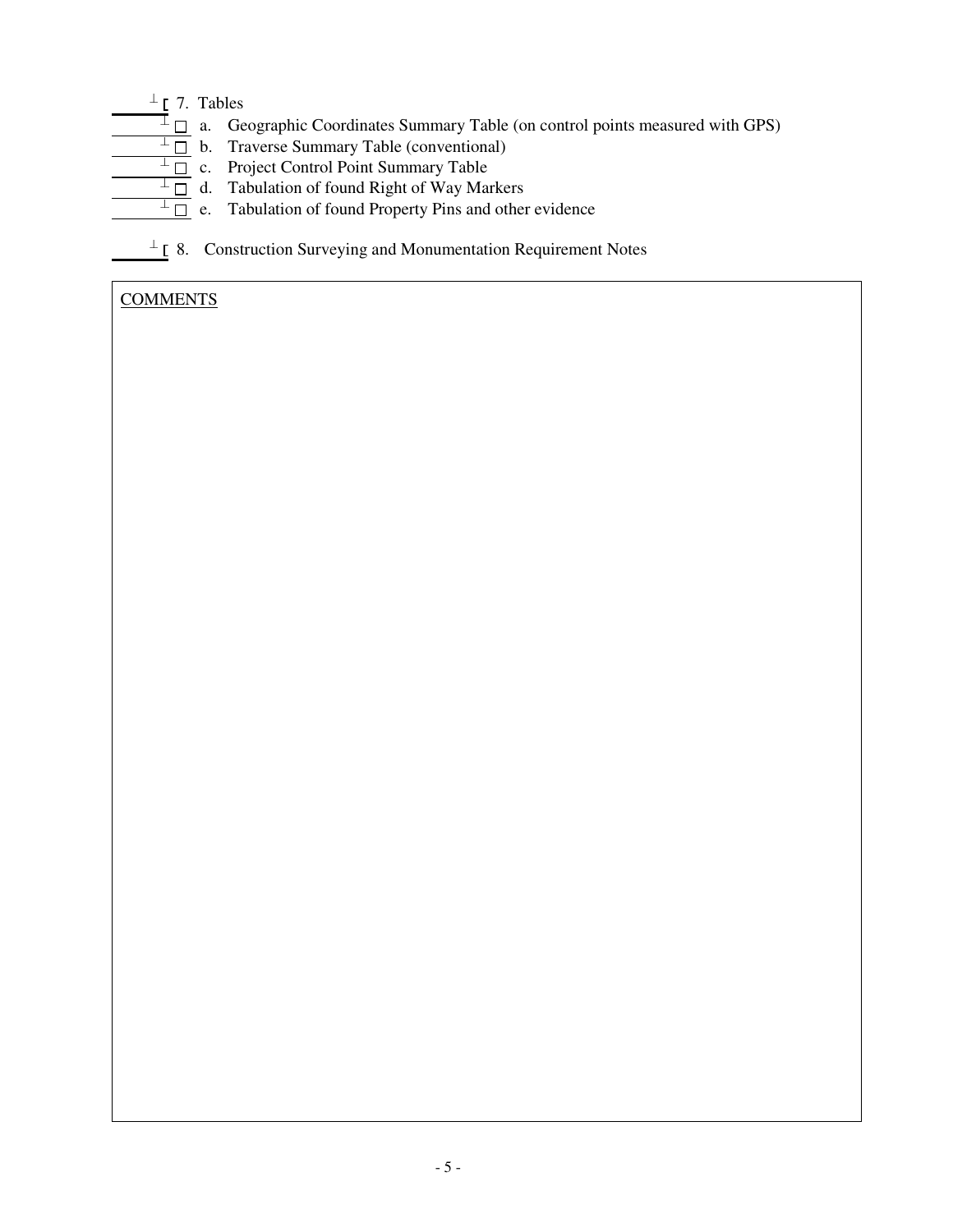______ ☐ 7. Tables

- ______ ☐ a. Geographic Coordinates Summary Table (on control points measured with GPS)
- ______ ☐ b. Traverse Summary Table (conventional)
- ______ ☐ c. Project Control Point Summary Table
- ______ ☐ d. Tabulation of found Right of Way Markers
- ______ ☐ e. Tabulation of found Property Pins and other evidence

______ ☐ 8. Construction Surveying and Monumentation Requirement Notes

COMMENTS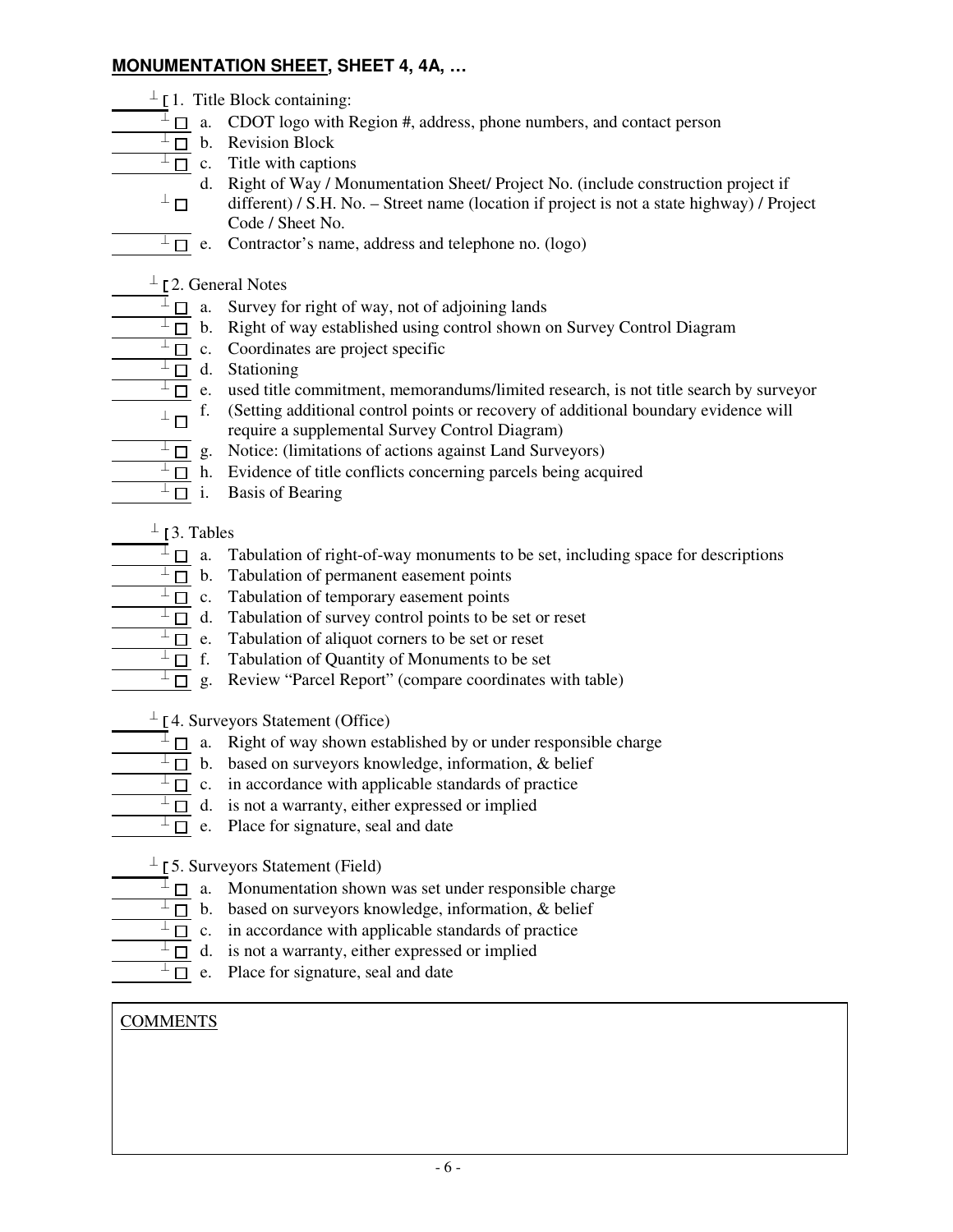## MONUMENTATION SHEET, SHEET 4, 4A, …

- [ ] 1. Title Block containing:
  - [ ] a. CDOT logo with Region #, address, phone numbers, and contact person
  - [ ] b. Revision Block
  - [ ] c. Title with captions
  - [ ] d. Right of Way / Monumentation Sheet/ Project No. (include construction project if different) / S.H. No. – Street name (location if project is not a state highway) / Project Code / Sheet No.
  - [ ] e. Contractor's name, address and telephone no. (logo)

- [ ] 2. General Notes
  - [ ] a. Survey for right of way, not of adjoining lands
  - [ ] b. Right of way established using control shown on Survey Control Diagram
  - [ ] c. Coordinates are project specific
  - [ ] d. Stationing
  - [ ] e. used title commitment, memorandums/limited research, is not title search by surveyor
  - [ ] f. (Setting additional control points or recovery of additional boundary evidence will require a supplemental Survey Control Diagram)
  - [ ] g. Notice: (limitations of actions against Land Surveyors)
  - [ ] h. Evidence of title conflicts concerning parcels being acquired
  - [ ] i. Basis of Bearing

- [ ] 3. Tables
  - [ ] a. Tabulation of right-of-way monuments to be set, including space for descriptions
  - [ ] b. Tabulation of permanent easement points
  - [ ] c. Tabulation of temporary easement points
  - [ ] d. Tabulation of survey control points to be set or reset
  - [ ] e. Tabulation of aliquot corners to be set or reset
  - [ ] f. Tabulation of Quantity of Monuments to be set
  - [ ] g. Review "Parcel Report" (compare coordinates with table)

- [ ] 4. Surveyors Statement (Office)
  - [ ] a. Right of way shown established by or under responsible charge
  - [ ] b. based on surveyors knowledge, information, & belief
  - [ ] c. in accordance with applicable standards of practice
  - [ ] d. is not a warranty, either expressed or implied
  - [ ] e. Place for signature, seal and date

- [ ] 5. Surveyors Statement (Field)
  - [ ] a. Monumentation shown was set under responsible charge
  - [ ] b. based on surveyors knowledge, information, & belief
  - [ ] c. in accordance with applicable standards of practice
  - [ ] d. is not a warranty, either expressed or implied
  - [ ] e. Place for signature, seal and date

COMMENTS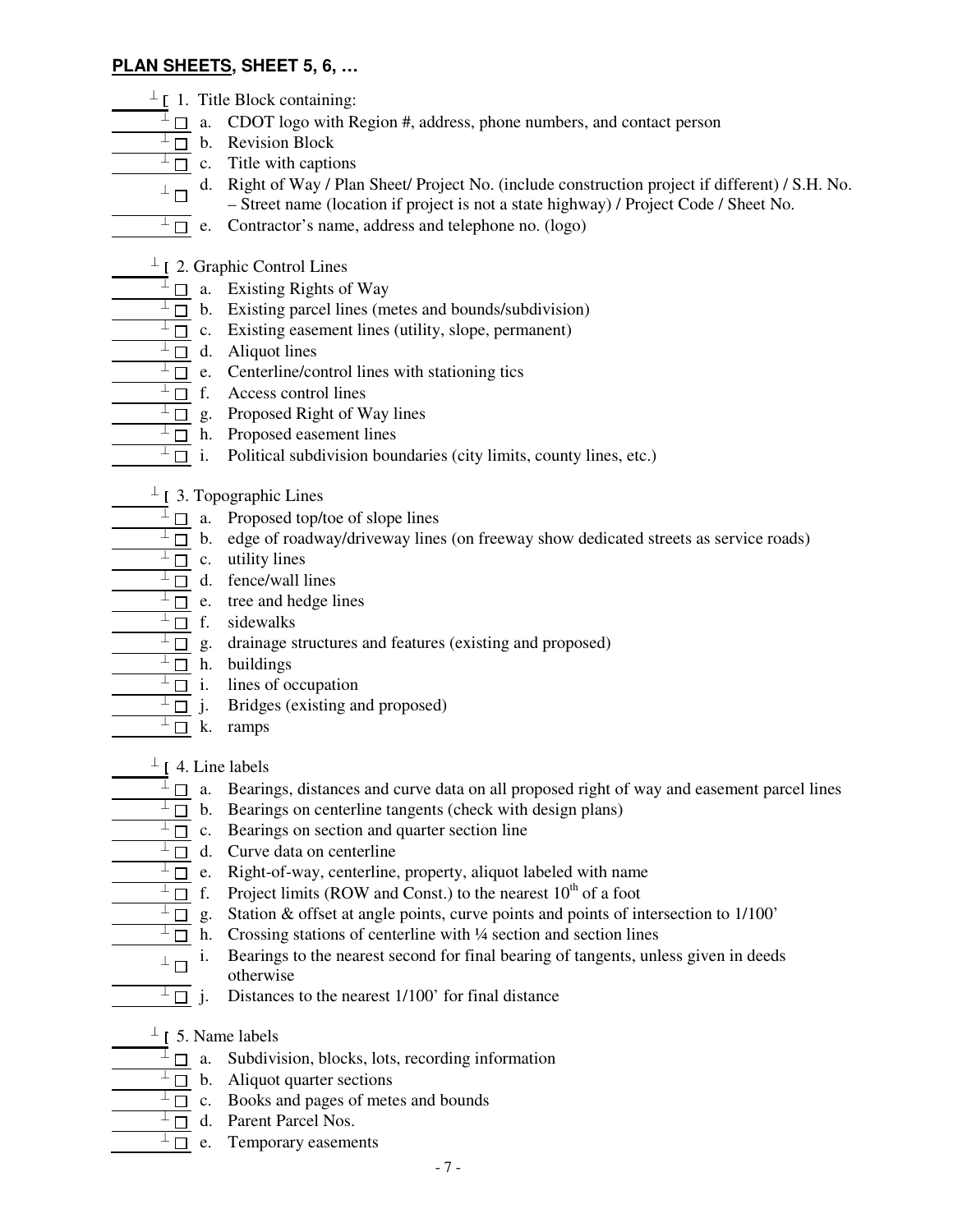## **PLAN SHEETS, SHEET 5, 6, …**

- ___ [ 1. Title Block containing:
  - ___ ☐ a. CDOT logo with Region #, address, phone numbers, and contact person
  - ___ ☐ b. Revision Block
  - ___ ☐ c. Title with captions
  - ___ ☐ d. Right of Way / Plan Sheet/ Project No. (include construction project if different) / S.H. No. – Street name (location if project is not a state highway) / Project Code / Sheet No.
  - ___ ☐ e. Contractor's name, address and telephone no. (logo)

- ___ [ 2. Graphic Control Lines
  - ___ ☐ a. Existing Rights of Way
  - ___ ☐ b. Existing parcel lines (metes and bounds/subdivision)
  - ___ ☐ c. Existing easement lines (utility, slope, permanent)
  - ___ ☐ d. Aliquot lines
  - ___ ☐ e. Centerline/control lines with stationing tics
  - ___ ☐ f. Access control lines
  - ___ ☐ g. Proposed Right of Way lines
  - ___ ☐ h. Proposed easement lines
  - ___ ☐ i. Political subdivision boundaries (city limits, county lines, etc.)

- ___ [ 3. Topographic Lines
  - ___ ☐ a. Proposed top/toe of slope lines
  - ___ ☐ b. edge of roadway/driveway lines (on freeway show dedicated streets as service roads)
  - ___ ☐ c. utility lines
  - ___ ☐ d. fence/wall lines
  - ___ ☐ e. tree and hedge lines
  - ___ ☐ f. sidewalks
  - ___ ☐ g. drainage structures and features (existing and proposed)
  - ___ ☐ h. buildings
  - ___ ☐ i. lines of occupation
  - ___ ☐ j. Bridges (existing and proposed)
  - ___ ☐ k. ramps

- ___ [ 4. Line labels
  - ___ ☐ a. Bearings, distances and curve data on all proposed right of way and easement parcel lines
  - ___ ☐ b. Bearings on centerline tangents (check with design plans)
  - ___ ☐ c. Bearings on section and quarter section line
  - ___ ☐ d. Curve data on centerline
  - ___ ☐ e. Right-of-way, centerline, property, aliquot labeled with name
  - ___ ☐ f. Project limits (ROW and Const.) to the nearest $10^{th}$ of a foot
  - ___ ☐ g. Station & offset at angle points, curve points and points of intersection to 1/100'
  - ___ ☐ h. Crossing stations of centerline with ¼ section and section lines
  - ___ ☐ i. Bearings to the nearest second for final bearing of tangents, unless given in deeds otherwise
  - ___ ☐ j. Distances to the nearest 1/100' for final distance

- ___ [ 5. Name labels
  - ___ ☐ a. Subdivision, blocks, lots, recording information
  - ___ ☐ b. Aliquot quarter sections
  - ___ ☐ c. Books and pages of metes and bounds
  - ___ ☐ d. Parent Parcel Nos.
  - ___ ☐ e. Temporary easements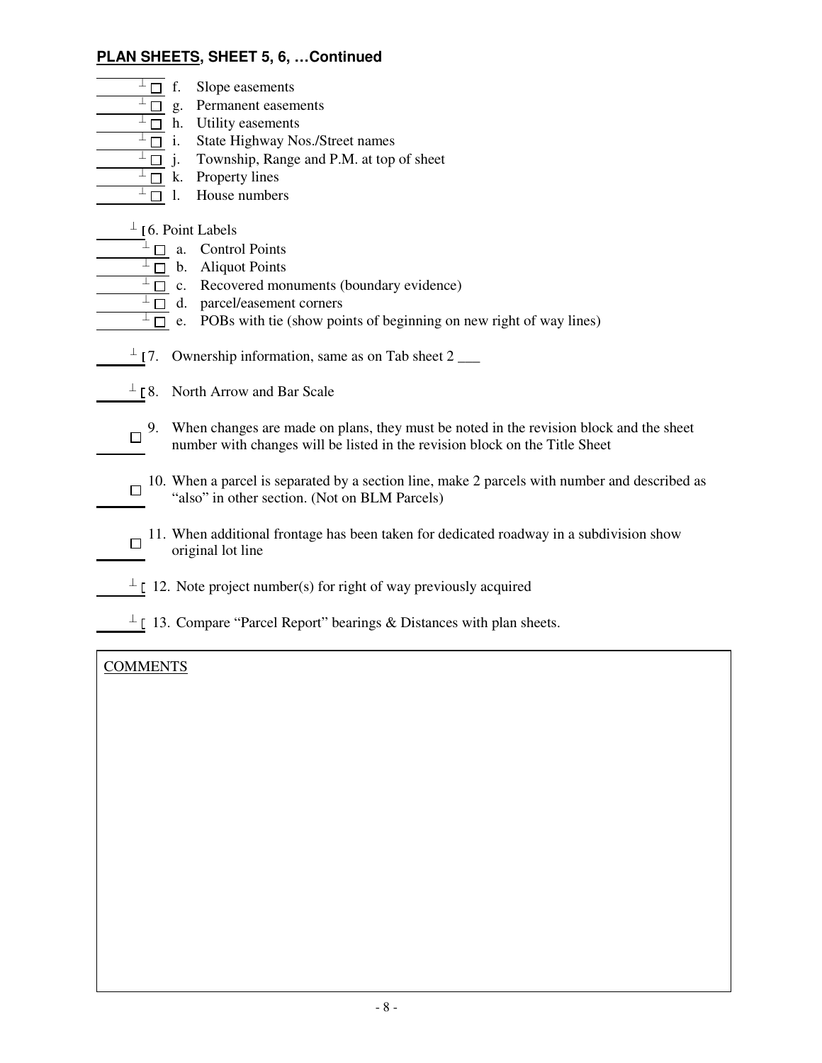**PLAN SHEETS, SHEET 5, 6, …Continued**

- ☐ f. Slope easements
- ☐ g. Permanent easements
- ☐ h. Utility easements
- ☐ i. State Highway Nos./Street names
- ☐ j. Township, Range and P.M. at top of sheet
- ☐ k. Property lines
- ☐ l. House numbers

☐ 6. Point Labels

- ☐ a. Control Points
- ☐ b. Aliquot Points
- ☐ c. Recovered monuments (boundary evidence)
- ☐ d. parcel/easement corners
- ☐ e. POBs with tie (show points of beginning on new right of way lines)

☐ 7. Ownership information, same as on Tab sheet 2 ___

☐ 8. North Arrow and Bar Scale

☐ 9. When changes are made on plans, they must be noted in the revision block and the sheet number with changes will be listed in the revision block on the Title Sheet

☐ 10. When a parcel is separated by a section line, make 2 parcels with number and described as "also" in other section. (Not on BLM Parcels)

☐ 11. When additional frontage has been taken for dedicated roadway in a subdivision show original lot line

☐ 12. Note project number(s) for right of way previously acquired

☐ 13. Compare "Parcel Report" bearings & Distances with plan sheets.

COMMENTS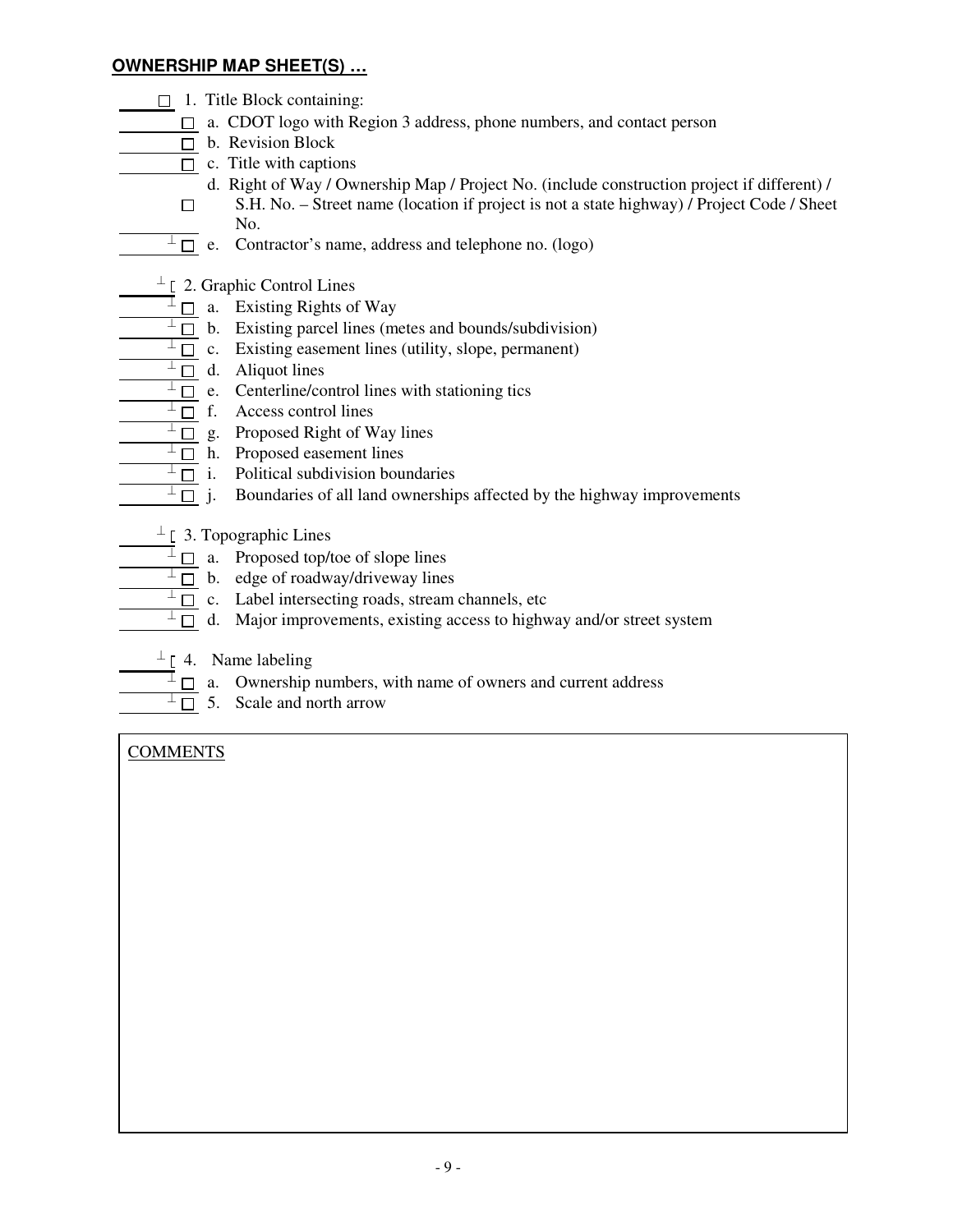## **OWNERSHIP MAP SHEET(S) …**

- ☐ 1. Title Block containing:
  - ☐ a. CDOT logo with Region 3 address, phone numbers, and contact person
  - ☐ b. Revision Block
  - ☐ c. Title with captions
  - ☐ d. Right of Way / Ownership Map / Project No. (include construction project if different) / S.H. No. – Street name (location if project is not a state highway) / Project Code / Sheet No.
  - ☐ e. Contractor's name, address and telephone no. (logo)

- ☐ 2. Graphic Control Lines
  - ☐ a. Existing Rights of Way
  - ☐ b. Existing parcel lines (metes and bounds/subdivision)
  - ☐ c. Existing easement lines (utility, slope, permanent)
  - ☐ d. Aliquot lines
  - ☐ e. Centerline/control lines with stationing tics
  - ☐ f. Access control lines
  - ☐ g. Proposed Right of Way lines
  - ☐ h. Proposed easement lines
  - ☐ i. Political subdivision boundaries
  - ☐ j. Boundaries of all land ownerships affected by the highway improvements

- ☐ 3. Topographic Lines
  - ☐ a. Proposed top/toe of slope lines
  - ☐ b. edge of roadway/driveway lines
  - ☐ c. Label intersecting roads, stream channels, etc
  - ☐ d. Major improvements, existing access to highway and/or street system

- ☐ 4. Name labeling
  - ☐ a. Ownership numbers, with name of owners and current address
- ☐ 5. Scale and north arrow

COMMENTS